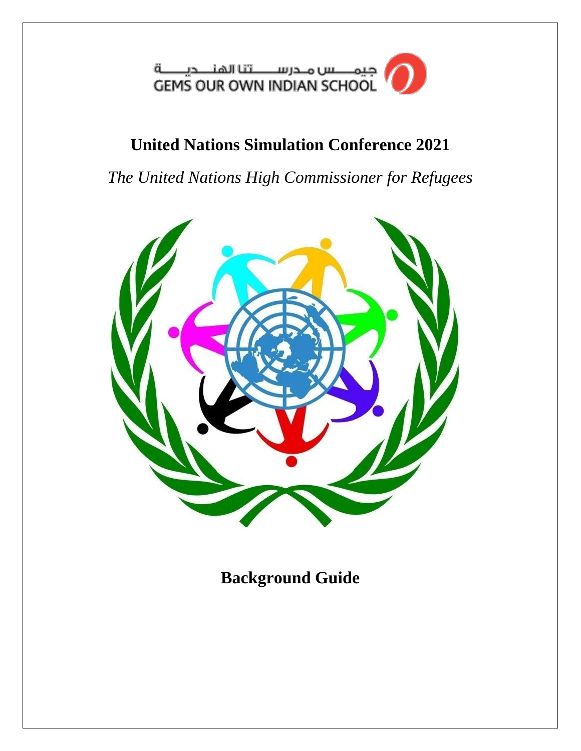جيمس مدرستنا الهندية
GEMS OUR OWN INDIAN SCHOOL

# United Nations Simulation Conference 2021

## *The United Nations High Commissioner for Refugees*

# Background Guide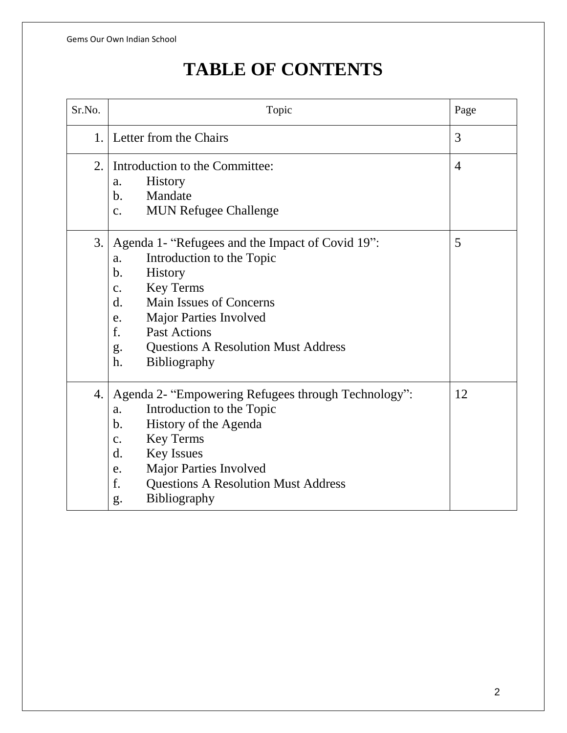# TABLE OF CONTENTS

| Sr.No. | Topic | Page |
|---|---|---|
| 1. | Letter from the Chairs | 3 |
| 2. | Introduction to the Committee:<br>a. History<br>b. Mandate<br>c. MUN Refugee Challenge | 4 |
| 3. | Agenda 1- “Refugees and the Impact of Covid 19”:<br>a. Introduction to the Topic<br>b. History<br>c. Key Terms<br>d. Main Issues of Concerns<br>e. Major Parties Involved<br>f. Past Actions<br>g. Questions A Resolution Must Address<br>h. Bibliography | 5 |
| 4. | Agenda 2- “Empowering Refugees through Technology”:<br>a. Introduction to the Topic<br>b. History of the Agenda<br>c. Key Terms<br>d. Key Issues<br>e. Major Parties Involved<br>f. Questions A Resolution Must Address<br>g. Bibliography | 12 |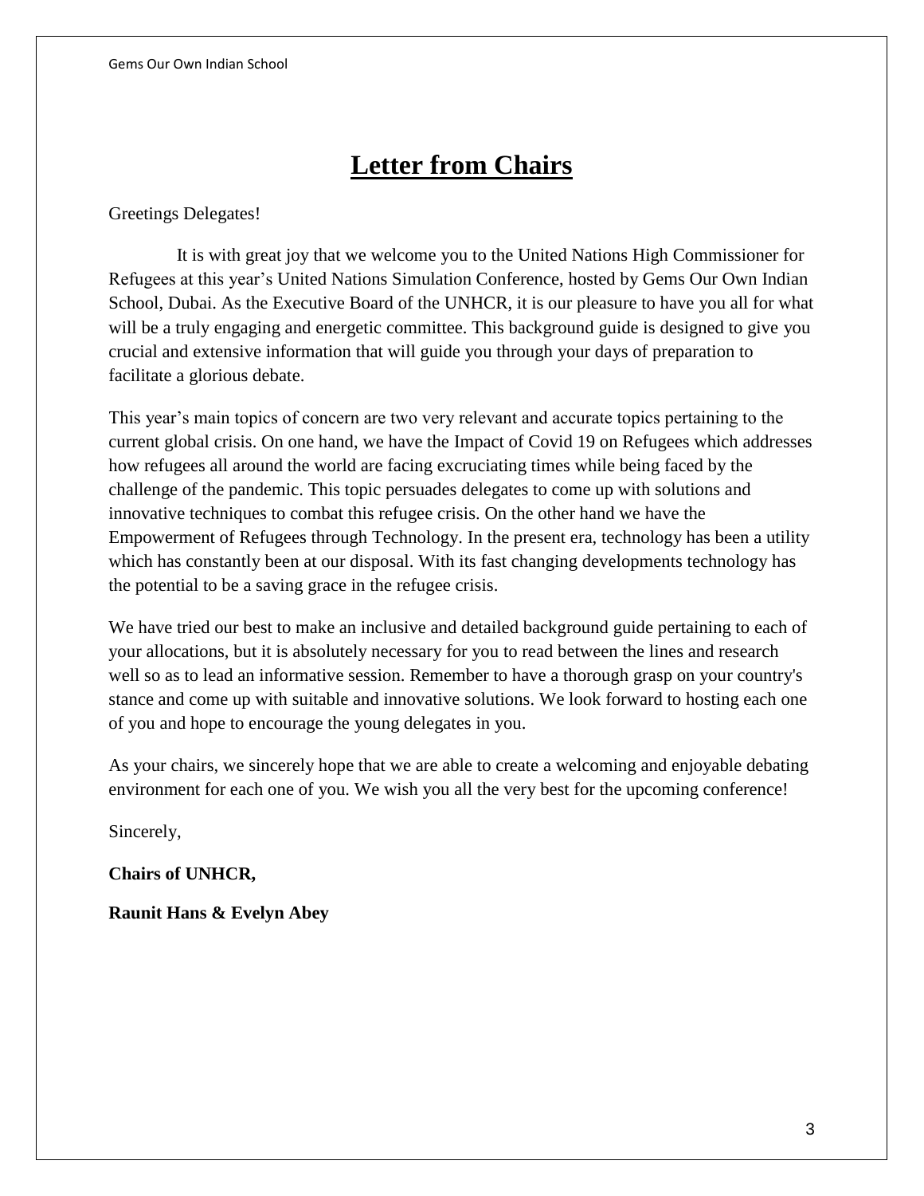# Letter from Chairs

Greetings Delegates!

It is with great joy that we welcome you to the United Nations High Commissioner for Refugees at this year's United Nations Simulation Conference, hosted by Gems Our Own Indian School, Dubai. As the Executive Board of the UNHCR, it is our pleasure to have you all for what will be a truly engaging and energetic committee. This background guide is designed to give you crucial and extensive information that will guide you through your days of preparation to facilitate a glorious debate.

This year's main topics of concern are two very relevant and accurate topics pertaining to the current global crisis. On one hand, we have the Impact of Covid 19 on Refugees which addresses how refugees all around the world are facing excruciating times while being faced by the challenge of the pandemic. This topic persuades delegates to come up with solutions and innovative techniques to combat this refugee crisis. On the other hand we have the Empowerment of Refugees through Technology. In the present era, technology has been a utility which has constantly been at our disposal. With its fast changing developments technology has the potential to be a saving grace in the refugee crisis.

We have tried our best to make an inclusive and detailed background guide pertaining to each of your allocations, but it is absolutely necessary for you to read between the lines and research well so as to lead an informative session. Remember to have a thorough grasp on your country's stance and come up with suitable and innovative solutions. We look forward to hosting each one of you and hope to encourage the young delegates in you.

As your chairs, we sincerely hope that we are able to create a welcoming and enjoyable debating environment for each one of you. We wish you all the very best for the upcoming conference!

Sincerely,

**Chairs of UNHCR,**

**Raunit Hans & Evelyn Abey**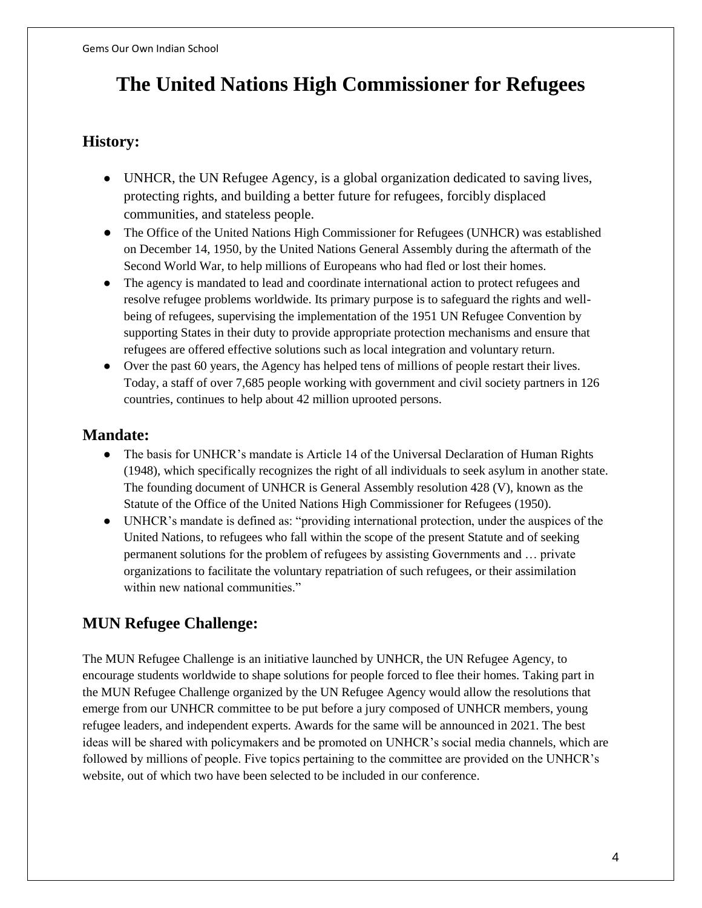# The United Nations High Commissioner for Refugees

## History:

- UNHCR, the UN Refugee Agency, is a global organization dedicated to saving lives, protecting rights, and building a better future for refugees, forcibly displaced communities, and stateless people.
- The Office of the United Nations High Commissioner for Refugees (UNHCR) was established on December 14, 1950, by the United Nations General Assembly during the aftermath of the Second World War, to help millions of Europeans who had fled or lost their homes.
- The agency is mandated to lead and coordinate international action to protect refugees and resolve refugee problems worldwide. Its primary purpose is to safeguard the rights and well-being of refugees, supervising the implementation of the 1951 UN Refugee Convention by supporting States in their duty to provide appropriate protection mechanisms and ensure that refugees are offered effective solutions such as local integration and voluntary return.
- Over the past 60 years, the Agency has helped tens of millions of people restart their lives. Today, a staff of over 7,685 people working with government and civil society partners in 126 countries, continues to help about 42 million uprooted persons.

## Mandate:

- The basis for UNHCR's mandate is Article 14 of the Universal Declaration of Human Rights (1948), which specifically recognizes the right of all individuals to seek asylum in another state. The founding document of UNHCR is General Assembly resolution 428 (V), known as the Statute of the Office of the United Nations High Commissioner for Refugees (1950).
- UNHCR's mandate is defined as: "providing international protection, under the auspices of the United Nations, to refugees who fall within the scope of the present Statute and of seeking permanent solutions for the problem of refugees by assisting Governments and … private organizations to facilitate the voluntary repatriation of such refugees, or their assimilation within new national communities."

## MUN Refugee Challenge:

The MUN Refugee Challenge is an initiative launched by UNHCR, the UN Refugee Agency, to encourage students worldwide to shape solutions for people forced to flee their homes. Taking part in the MUN Refugee Challenge organized by the UN Refugee Agency would allow the resolutions that emerge from our UNHCR committee to be put before a jury composed of UNHCR members, young refugee leaders, and independent experts. Awards for the same will be announced in 2021. The best ideas will be shared with policymakers and be promoted on UNHCR's social media channels, which are followed by millions of people. Five topics pertaining to the committee are provided on the UNHCR's website, out of which two have been selected to be included in our conference.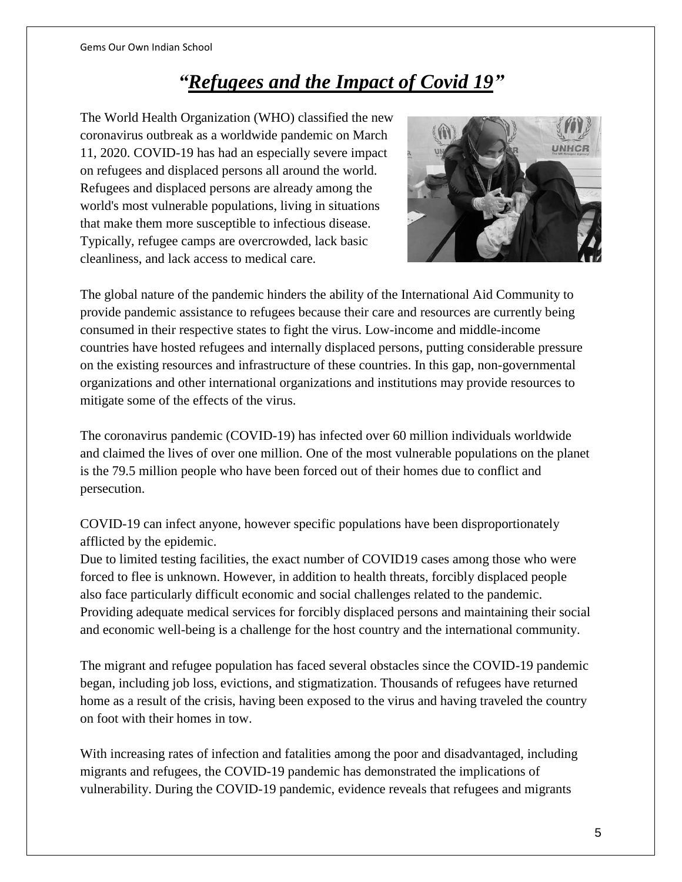# *"Refugees and the Impact of Covid 19"*

The World Health Organization (WHO) classified the new coronavirus outbreak as a worldwide pandemic on March 11, 2020. COVID-19 has had an especially severe impact on refugees and displaced persons all around the world. Refugees and displaced persons are already among the world's most vulnerable populations, living in situations that make them more susceptible to infectious disease. Typically, refugee camps are overcrowded, lack basic cleanliness, and lack access to medical care.

The global nature of the pandemic hinders the ability of the International Aid Community to provide pandemic assistance to refugees because their care and resources are currently being consumed in their respective states to fight the virus. Low-income and middle-income countries have hosted refugees and internally displaced persons, putting considerable pressure on the existing resources and infrastructure of these countries. In this gap, non-governmental organizations and other international organizations and institutions may provide resources to mitigate some of the effects of the virus.

The coronavirus pandemic (COVID-19) has infected over 60 million individuals worldwide and claimed the lives of over one million. One of the most vulnerable populations on the planet is the 79.5 million people who have been forced out of their homes due to conflict and persecution.

COVID-19 can infect anyone, however specific populations have been disproportionately afflicted by the epidemic.

Due to limited testing facilities, the exact number of COVID19 cases among those who were forced to flee is unknown. However, in addition to health threats, forcibly displaced people also face particularly difficult economic and social challenges related to the pandemic. Providing adequate medical services for forcibly displaced persons and maintaining their social and economic well-being is a challenge for the host country and the international community.

The migrant and refugee population has faced several obstacles since the COVID-19 pandemic began, including job loss, evictions, and stigmatization. Thousands of refugees have returned home as a result of the crisis, having been exposed to the virus and having traveled the country on foot with their homes in tow.

With increasing rates of infection and fatalities among the poor and disadvantaged, including migrants and refugees, the COVID-19 pandemic has demonstrated the implications of vulnerability. During the COVID-19 pandemic, evidence reveals that refugees and migrants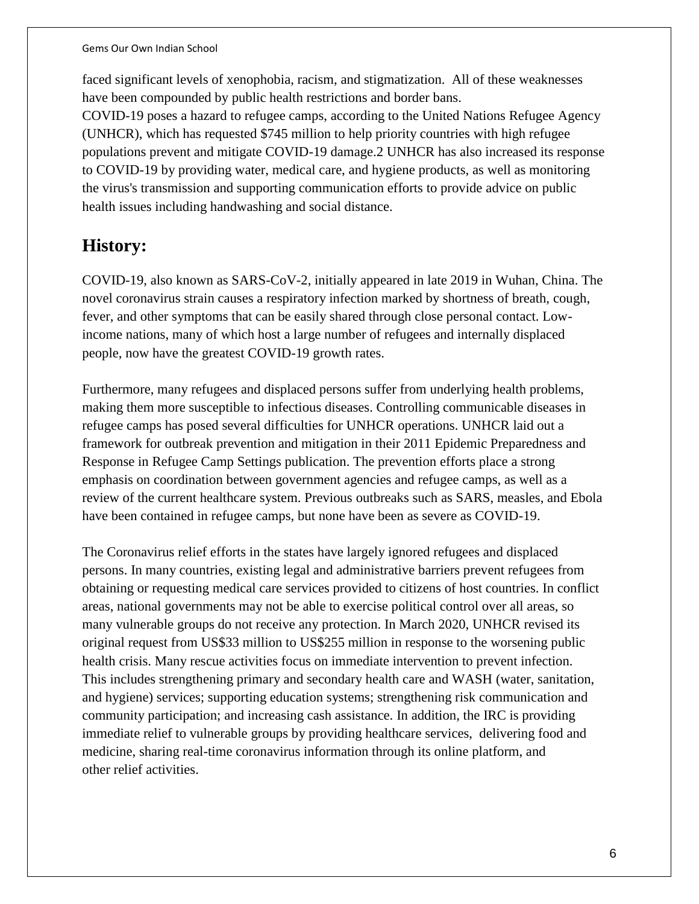faced significant levels of xenophobia, racism, and stigmatization. All of these weaknesses have been compounded by public health restrictions and border bans.
COVID-19 poses a hazard to refugee camps, according to the United Nations Refugee Agency (UNHCR), which has requested $745 million to help priority countries with high refugee populations prevent and mitigate COVID-19 damage.2 UNHCR has also increased its response to COVID-19 by providing water, medical care, and hygiene products, as well as monitoring the virus's transmission and supporting communication efforts to provide advice on public health issues including handwashing and social distance.

## History:

COVID-19, also known as SARS-CoV-2, initially appeared in late 2019 in Wuhan, China. The novel coronavirus strain causes a respiratory infection marked by shortness of breath, cough, fever, and other symptoms that can be easily shared through close personal contact. Low-income nations, many of which host a large number of refugees and internally displaced people, now have the greatest COVID-19 growth rates.

Furthermore, many refugees and displaced persons suffer from underlying health problems, making them more susceptible to infectious diseases. Controlling communicable diseases in refugee camps has posed several difficulties for UNHCR operations. UNHCR laid out a framework for outbreak prevention and mitigation in their 2011 Epidemic Preparedness and Response in Refugee Camp Settings publication. The prevention efforts place a strong emphasis on coordination between government agencies and refugee camps, as well as a review of the current healthcare system. Previous outbreaks such as SARS, measles, and Ebola have been contained in refugee camps, but none have been as severe as COVID-19.

The Coronavirus relief efforts in the states have largely ignored refugees and displaced persons. In many countries, existing legal and administrative barriers prevent refugees from obtaining or requesting medical care services provided to citizens of host countries. In conflict areas, national governments may not be able to exercise political control over all areas, so many vulnerable groups do not receive any protection. In March 2020, UNHCR revised its original request from US$33 million to US$255 million in response to the worsening public health crisis. Many rescue activities focus on immediate intervention to prevent infection. This includes strengthening primary and secondary health care and WASH (water, sanitation, and hygiene) services; supporting education systems; strengthening risk communication and community participation; and increasing cash assistance. In addition, the IRC is providing immediate relief to vulnerable groups by providing healthcare services, delivering food and medicine, sharing real-time coronavirus information through its online platform, and other relief activities.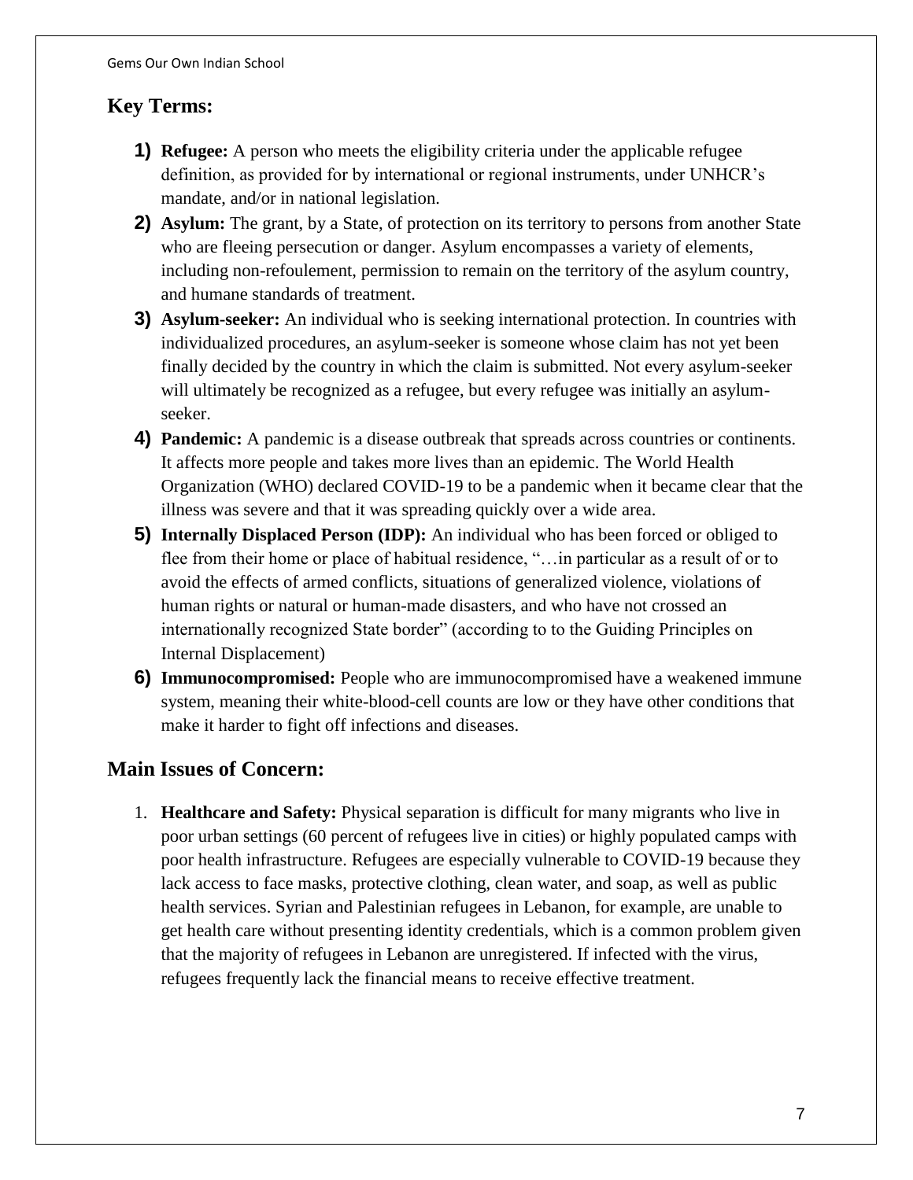## Key Terms:

1) **Refugee:** A person who meets the eligibility criteria under the applicable refugee definition, as provided for by international or regional instruments, under UNHCR's mandate, and/or in national legislation.
2) **Asylum:** The grant, by a State, of protection on its territory to persons from another State who are fleeing persecution or danger. Asylum encompasses a variety of elements, including non-refoulement, permission to remain on the territory of the asylum country, and humane standards of treatment.
3) **Asylum-seeker:** An individual who is seeking international protection. In countries with individualized procedures, an asylum-seeker is someone whose claim has not yet been finally decided by the country in which the claim is submitted. Not every asylum-seeker will ultimately be recognized as a refugee, but every refugee was initially an asylum-seeker.
4) **Pandemic:** A pandemic is a disease outbreak that spreads across countries or continents. It affects more people and takes more lives than an epidemic. The World Health Organization (WHO) declared COVID-19 to be a pandemic when it became clear that the illness was severe and that it was spreading quickly over a wide area.
5) **Internally Displaced Person (IDP):** An individual who has been forced or obliged to flee from their home or place of habitual residence, "…in particular as a result of or to avoid the effects of armed conflicts, situations of generalized violence, violations of human rights or natural or human-made disasters, and who have not crossed an internationally recognized State border" (according to to the Guiding Principles on Internal Displacement)
6) **Immunocompromised:** People who are immunocompromised have a weakened immune system, meaning their white-blood-cell counts are low or they have other conditions that make it harder to fight off infections and diseases.

## Main Issues of Concern:

1. **Healthcare and Safety:** Physical separation is difficult for many migrants who live in poor urban settings (60 percent of refugees live in cities) or highly populated camps with poor health infrastructure. Refugees are especially vulnerable to COVID-19 because they lack access to face masks, protective clothing, clean water, and soap, as well as public health services. Syrian and Palestinian refugees in Lebanon, for example, are unable to get health care without presenting identity credentials, which is a common problem given that the majority of refugees in Lebanon are unregistered. If infected with the virus, refugees frequently lack the financial means to receive effective treatment.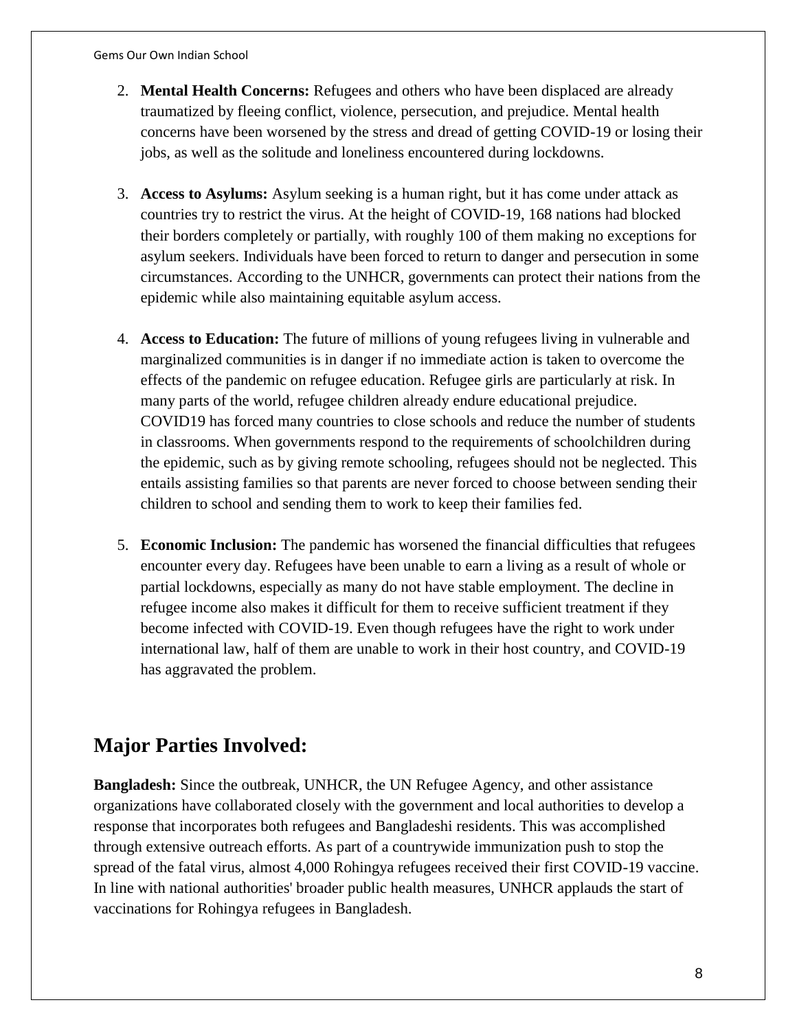2. **Mental Health Concerns:** Refugees and others who have been displaced are already traumatized by fleeing conflict, violence, persecution, and prejudice. Mental health concerns have been worsened by the stress and dread of getting COVID-19 or losing their jobs, as well as the solitude and loneliness encountered during lockdowns.

3. **Access to Asylums:** Asylum seeking is a human right, but it has come under attack as countries try to restrict the virus. At the height of COVID-19, 168 nations had blocked their borders completely or partially, with roughly 100 of them making no exceptions for asylum seekers. Individuals have been forced to return to danger and persecution in some circumstances. According to the UNHCR, governments can protect their nations from the epidemic while also maintaining equitable asylum access.

4. **Access to Education:** The future of millions of young refugees living in vulnerable and marginalized communities is in danger if no immediate action is taken to overcome the effects of the pandemic on refugee education. Refugee girls are particularly at risk. In many parts of the world, refugee children already endure educational prejudice. COVID19 has forced many countries to close schools and reduce the number of students in classrooms. When governments respond to the requirements of schoolchildren during the epidemic, such as by giving remote schooling, refugees should not be neglected. This entails assisting families so that parents are never forced to choose between sending their children to school and sending them to work to keep their families fed.

5. **Economic Inclusion:** The pandemic has worsened the financial difficulties that refugees encounter every day. Refugees have been unable to earn a living as a result of whole or partial lockdowns, especially as many do not have stable employment. The decline in refugee income also makes it difficult for them to receive sufficient treatment if they become infected with COVID-19. Even though refugees have the right to work under international law, half of them are unable to work in their host country, and COVID-19 has aggravated the problem.

## Major Parties Involved:

**Bangladesh:** Since the outbreak, UNHCR, the UN Refugee Agency, and other assistance organizations have collaborated closely with the government and local authorities to develop a response that incorporates both refugees and Bangladeshi residents. This was accomplished through extensive outreach efforts. As part of a countrywide immunization push to stop the spread of the fatal virus, almost 4,000 Rohingya refugees received their first COVID-19 vaccine. In line with national authorities' broader public health measures, UNHCR applauds the start of vaccinations for Rohingya refugees in Bangladesh.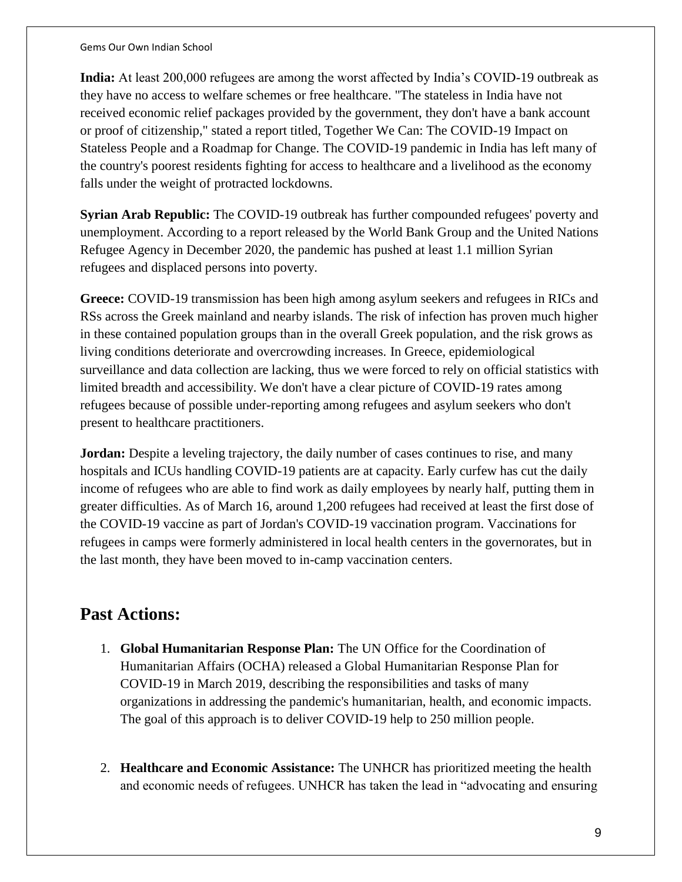**India:** At least 200,000 refugees are among the worst affected by India's COVID-19 outbreak as they have no access to welfare schemes or free healthcare. "The stateless in India have not received economic relief packages provided by the government, they don't have a bank account or proof of citizenship," stated a report titled, Together We Can: The COVID-19 Impact on Stateless People and a Roadmap for Change. The COVID-19 pandemic in India has left many of the country's poorest residents fighting for access to healthcare and a livelihood as the economy falls under the weight of protracted lockdowns.

**Syrian Arab Republic:** The COVID-19 outbreak has further compounded refugees' poverty and unemployment. According to a report released by the World Bank Group and the United Nations Refugee Agency in December 2020, the pandemic has pushed at least 1.1 million Syrian refugees and displaced persons into poverty.

**Greece:** COVID-19 transmission has been high among asylum seekers and refugees in RICs and RSs across the Greek mainland and nearby islands. The risk of infection has proven much higher in these contained population groups than in the overall Greek population, and the risk grows as living conditions deteriorate and overcrowding increases. In Greece, epidemiological surveillance and data collection are lacking, thus we were forced to rely on official statistics with limited breadth and accessibility. We don't have a clear picture of COVID-19 rates among refugees because of possible under-reporting among refugees and asylum seekers who don't present to healthcare practitioners.

**Jordan:** Despite a leveling trajectory, the daily number of cases continues to rise, and many hospitals and ICUs handling COVID-19 patients are at capacity. Early curfew has cut the daily income of refugees who are able to find work as daily employees by nearly half, putting them in greater difficulties. As of March 16, around 1,200 refugees had received at least the first dose of the COVID-19 vaccine as part of Jordan's COVID-19 vaccination program. Vaccinations for refugees in camps were formerly administered in local health centers in the governorates, but in the last month, they have been moved to in-camp vaccination centers.

## Past Actions:

1. **Global Humanitarian Response Plan:** The UN Office for the Coordination of Humanitarian Affairs (OCHA) released a Global Humanitarian Response Plan for COVID-19 in March 2019, describing the responsibilities and tasks of many organizations in addressing the pandemic's humanitarian, health, and economic impacts. The goal of this approach is to deliver COVID-19 help to 250 million people.

2. **Healthcare and Economic Assistance:** The UNHCR has prioritized meeting the health and economic needs of refugees. UNHCR has taken the lead in "advocating and ensuring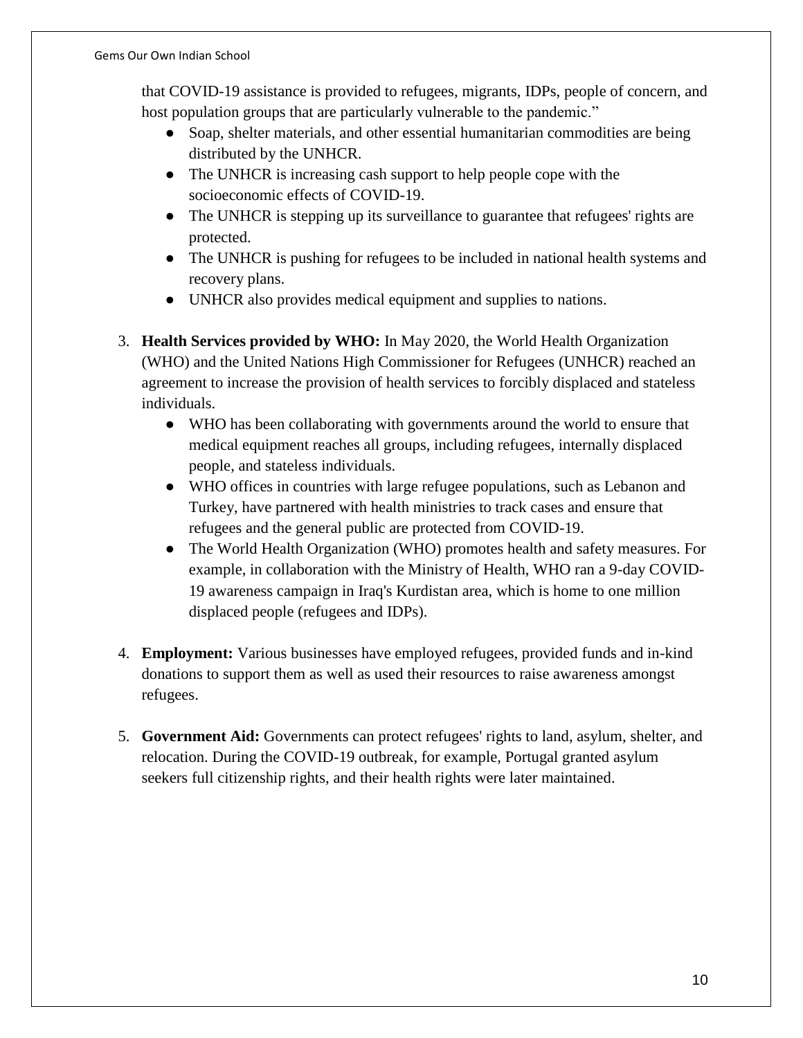that COVID-19 assistance is provided to refugees, migrants, IDPs, people of concern, and host population groups that are particularly vulnerable to the pandemic."

- Soap, shelter materials, and other essential humanitarian commodities are being distributed by the UNHCR.
- The UNHCR is increasing cash support to help people cope with the socioeconomic effects of COVID-19.
- The UNHCR is stepping up its surveillance to guarantee that refugees' rights are protected.
- The UNHCR is pushing for refugees to be included in national health systems and recovery plans.
- UNHCR also provides medical equipment and supplies to nations.

3. **Health Services provided by WHO:** In May 2020, the World Health Organization (WHO) and the United Nations High Commissioner for Refugees (UNHCR) reached an agreement to increase the provision of health services to forcibly displaced and stateless individuals.
    - WHO has been collaborating with governments around the world to ensure that medical equipment reaches all groups, including refugees, internally displaced people, and stateless individuals.
    - WHO offices in countries with large refugee populations, such as Lebanon and Turkey, have partnered with health ministries to track cases and ensure that refugees and the general public are protected from COVID-19.
    - The World Health Organization (WHO) promotes health and safety measures. For example, in collaboration with the Ministry of Health, WHO ran a 9-day COVID-19 awareness campaign in Iraq's Kurdistan area, which is home to one million displaced people (refugees and IDPs).

4. **Employment:** Various businesses have employed refugees, provided funds and in-kind donations to support them as well as used their resources to raise awareness amongst refugees.

5. **Government Aid:** Governments can protect refugees' rights to land, asylum, shelter, and relocation. During the COVID-19 outbreak, for example, Portugal granted asylum seekers full citizenship rights, and their health rights were later maintained.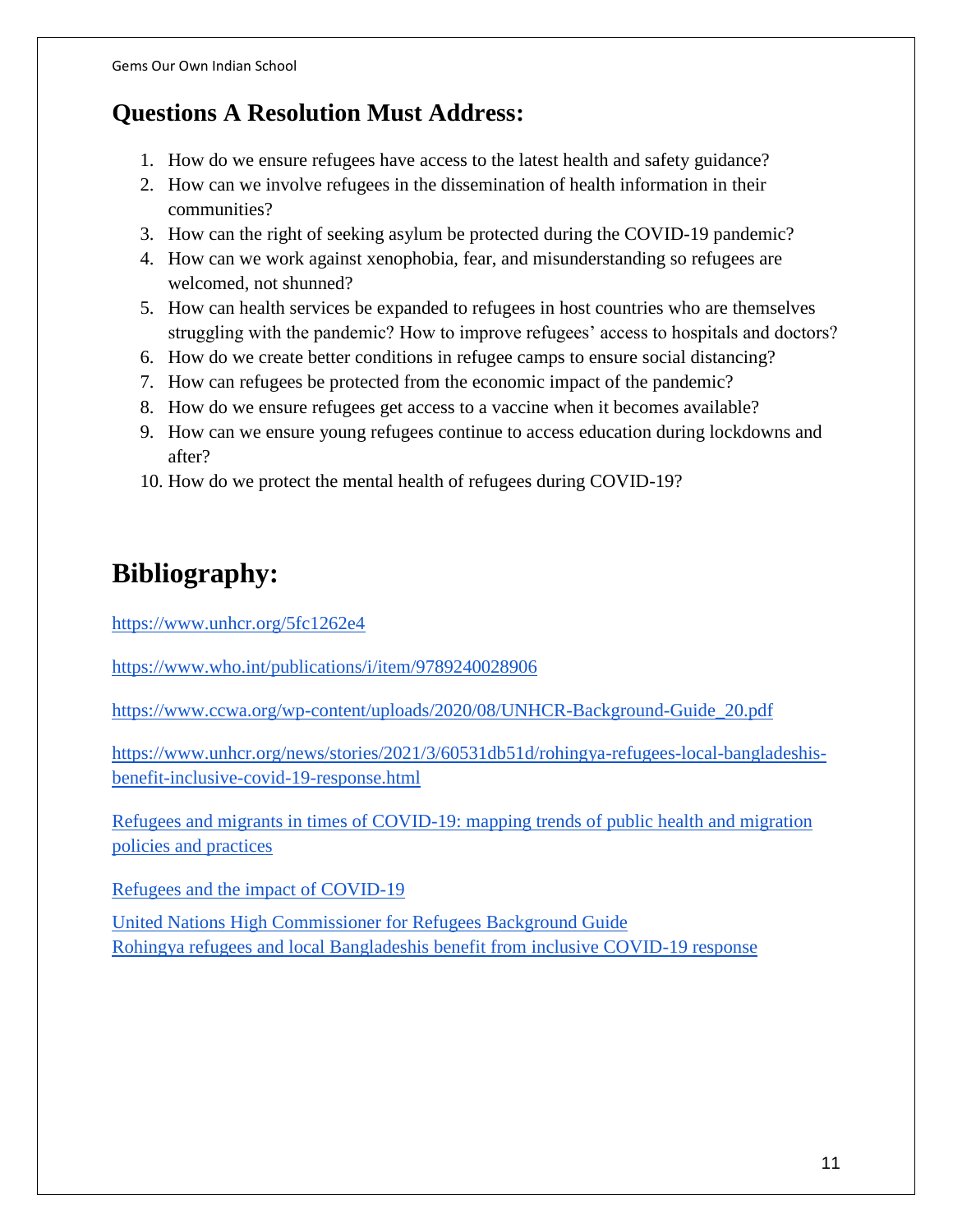## Questions A Resolution Must Address:

1. How do we ensure refugees have access to the latest health and safety guidance?
2. How can we involve refugees in the dissemination of health information in their communities?
3. How can the right of seeking asylum be protected during the COVID-19 pandemic?
4. How can we work against xenophobia, fear, and misunderstanding so refugees are welcomed, not shunned?
5. How can health services be expanded to refugees in host countries who are themselves struggling with the pandemic? How to improve refugees' access to hospitals and doctors?
6. How do we create better conditions in refugee camps to ensure social distancing?
7. How can refugees be protected from the economic impact of the pandemic?
8. How do we ensure refugees get access to a vaccine when it becomes available?
9. How can we ensure young refugees continue to access education during lockdowns and after?
10. How do we protect the mental health of refugees during COVID-19?

# Bibliography:

https://www.unhcr.org/5fc1262e4

https://www.who.int/publications/i/item/9789240028906

https://www.ccwa.org/wp-content/uploads/2020/08/UNHCR-Background-Guide_20.pdf

https://www.unhcr.org/news/stories/2021/3/60531db51d/rohingya-refugees-local-bangladeshis-benefit-inclusive-covid-19-response.html

Refugees and migrants in times of COVID-19: mapping trends of public health and migration policies and practices

Refugees and the impact of COVID-19

United Nations High Commissioner for Refugees Background Guide
Rohingya refugees and local Bangladeshis benefit from inclusive COVID-19 response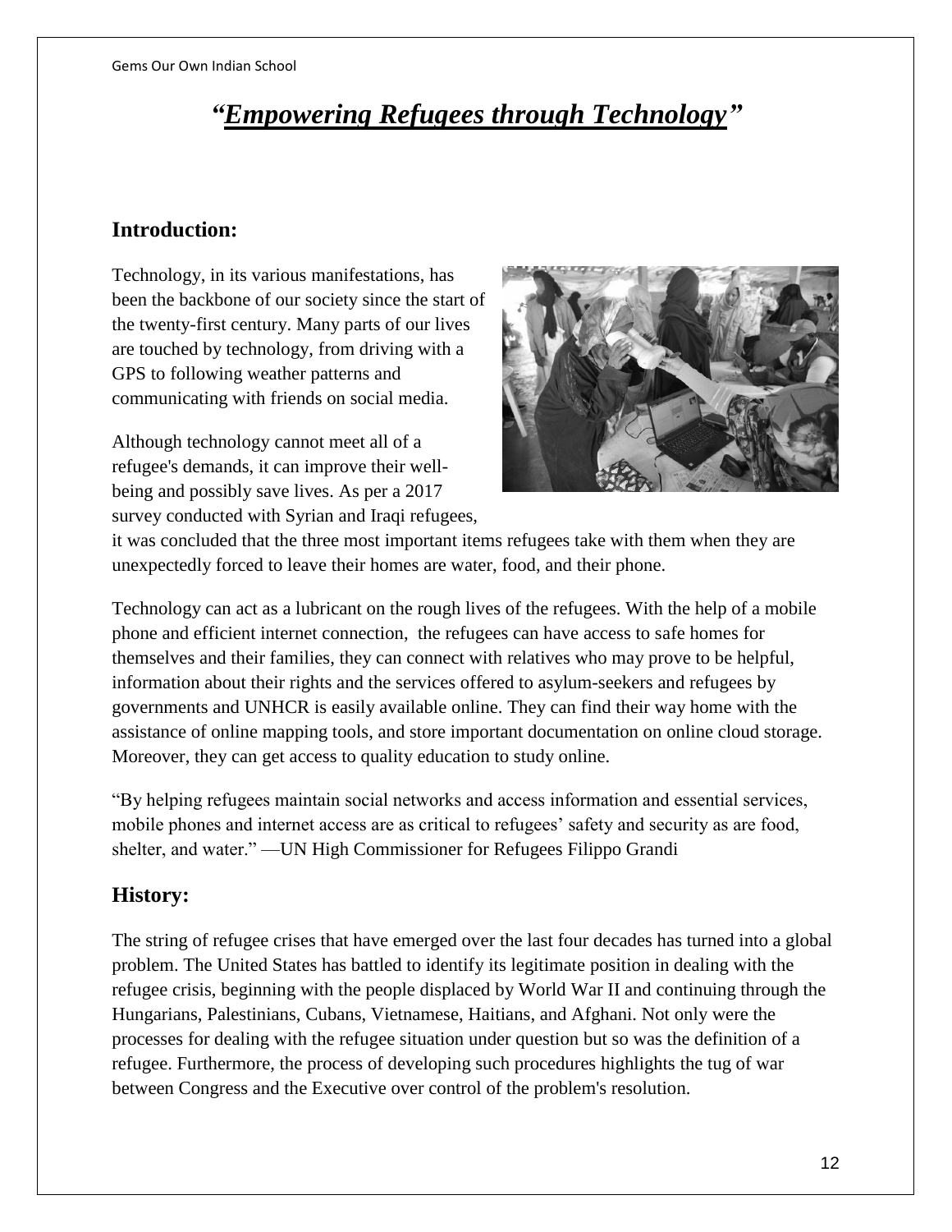# *"Empowering Refugees through Technology"*

## Introduction:

Technology, in its various manifestations, has been the backbone of our society since the start of the twenty-first century. Many parts of our lives are touched by technology, from driving with a GPS to following weather patterns and communicating with friends on social media.

Although technology cannot meet all of a refugee's demands, it can improve their well-being and possibly save lives. As per a 2017 survey conducted with Syrian and Iraqi refugees, it was concluded that the three most important items refugees take with them when they are unexpectedly forced to leave their homes are water, food, and their phone.

Technology can act as a lubricant on the rough lives of the refugees. With the help of a mobile phone and efficient internet connection, the refugees can have access to safe homes for themselves and their families, they can connect with relatives who may prove to be helpful, information about their rights and the services offered to asylum-seekers and refugees by governments and UNHCR is easily available online. They can find their way home with the assistance of online mapping tools, and store important documentation on online cloud storage. Moreover, they can get access to quality education to study online.

"By helping refugees maintain social networks and access information and essential services, mobile phones and internet access are as critical to refugees' safety and security as are food, shelter, and water." —UN High Commissioner for Refugees Filippo Grandi

## History:

The string of refugee crises that have emerged over the last four decades has turned into a global problem. The United States has battled to identify its legitimate position in dealing with the refugee crisis, beginning with the people displaced by World War II and continuing through the Hungarians, Palestinians, Cubans, Vietnamese, Haitians, and Afghani. Not only were the processes for dealing with the refugee situation under question but so was the definition of a refugee. Furthermore, the process of developing such procedures highlights the tug of war between Congress and the Executive over control of the problem's resolution.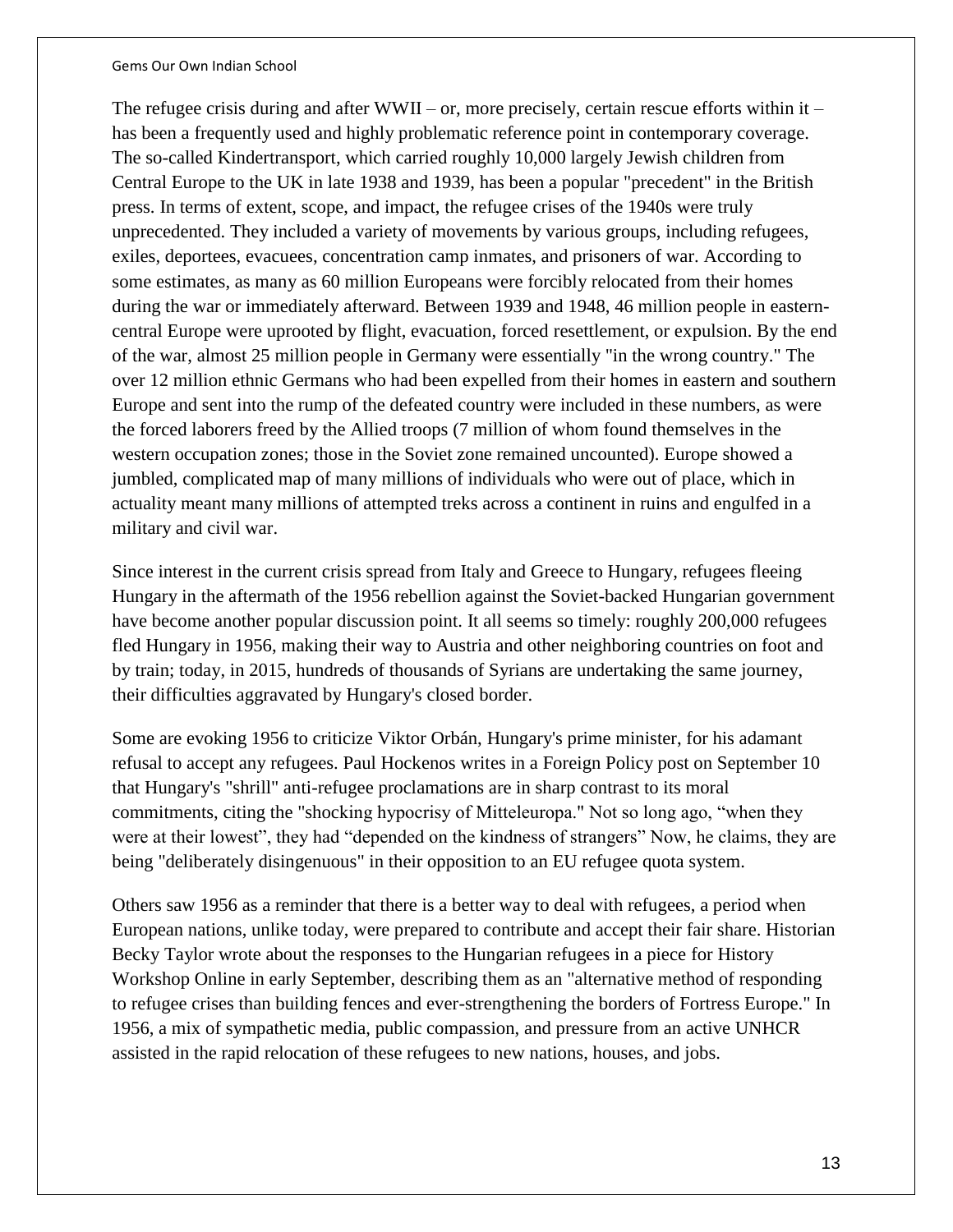The refugee crisis during and after WWII – or, more precisely, certain rescue efforts within it – has been a frequently used and highly problematic reference point in contemporary coverage. The so-called Kindertransport, which carried roughly 10,000 largely Jewish children from Central Europe to the UK in late 1938 and 1939, has been a popular "precedent" in the British press. In terms of extent, scope, and impact, the refugee crises of the 1940s were truly unprecedented. They included a variety of movements by various groups, including refugees, exiles, deportees, evacuees, concentration camp inmates, and prisoners of war. According to some estimates, as many as 60 million Europeans were forcibly relocated from their homes during the war or immediately afterward. Between 1939 and 1948, 46 million people in eastern-central Europe were uprooted by flight, evacuation, forced resettlement, or expulsion. By the end of the war, almost 25 million people in Germany were essentially "in the wrong country." The over 12 million ethnic Germans who had been expelled from their homes in eastern and southern Europe and sent into the rump of the defeated country were included in these numbers, as were the forced laborers freed by the Allied troops (7 million of whom found themselves in the western occupation zones; those in the Soviet zone remained uncounted). Europe showed a jumbled, complicated map of many millions of individuals who were out of place, which in actuality meant many millions of attempted treks across a continent in ruins and engulfed in a military and civil war.

Since interest in the current crisis spread from Italy and Greece to Hungary, refugees fleeing Hungary in the aftermath of the 1956 rebellion against the Soviet-backed Hungarian government have become another popular discussion point. It all seems so timely: roughly 200,000 refugees fled Hungary in 1956, making their way to Austria and other neighboring countries on foot and by train; today, in 2015, hundreds of thousands of Syrians are undertaking the same journey, their difficulties aggravated by Hungary's closed border.

Some are evoking 1956 to criticize Viktor Orbán, Hungary's prime minister, for his adamant refusal to accept any refugees. Paul Hockenos writes in a Foreign Policy post on September 10 that Hungary's "shrill" anti-refugee proclamations are in sharp contrast to its moral commitments, citing the "shocking hypocrisy of Mitteleuropa." Not so long ago, "when they were at their lowest", they had "depended on the kindness of strangers" Now, he claims, they are being "deliberately disingenuous" in their opposition to an EU refugee quota system.

Others saw 1956 as a reminder that there is a better way to deal with refugees, a period when European nations, unlike today, were prepared to contribute and accept their fair share. Historian Becky Taylor wrote about the responses to the Hungarian refugees in a piece for History Workshop Online in early September, describing them as an "alternative method of responding to refugee crises than building fences and ever-strengthening the borders of Fortress Europe." In 1956, a mix of sympathetic media, public compassion, and pressure from an active UNHCR assisted in the rapid relocation of these refugees to new nations, houses, and jobs.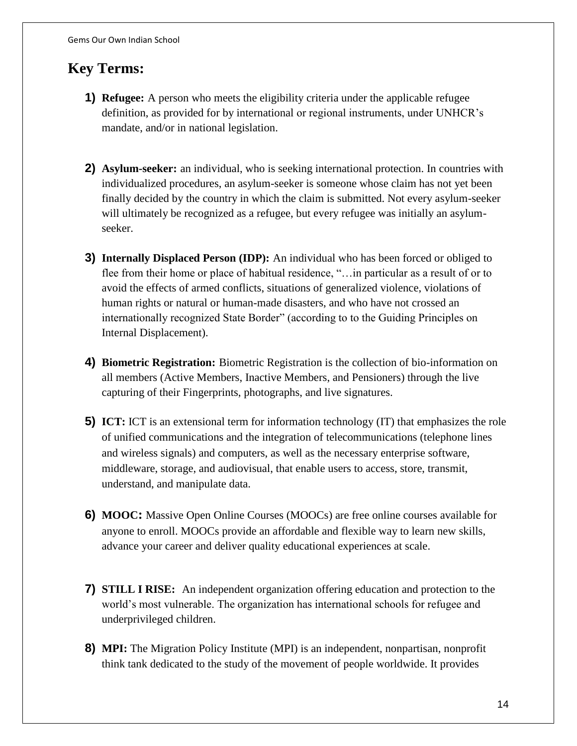## Key Terms:

1) **Refugee:** A person who meets the eligibility criteria under the applicable refugee definition, as provided for by international or regional instruments, under UNHCR's mandate, and/or in national legislation.

2) **Asylum-seeker:** an individual, who is seeking international protection. In countries with individualized procedures, an asylum-seeker is someone whose claim has not yet been finally decided by the country in which the claim is submitted. Not every asylum-seeker will ultimately be recognized as a refugee, but every refugee was initially an asylum-seeker.

3) **Internally Displaced Person (IDP):** An individual who has been forced or obliged to flee from their home or place of habitual residence, "…in particular as a result of or to avoid the effects of armed conflicts, situations of generalized violence, violations of human rights or natural or human-made disasters, and who have not crossed an internationally recognized State Border" (according to to the Guiding Principles on Internal Displacement).

4) **Biometric Registration:** Biometric Registration is the collection of bio-information on all members (Active Members, Inactive Members, and Pensioners) through the live capturing of their Fingerprints, photographs, and live signatures.

5) **ICT:** ICT is an extensional term for information technology (IT) that emphasizes the role of unified communications and the integration of telecommunications (telephone lines and wireless signals) and computers, as well as the necessary enterprise software, middleware, storage, and audiovisual, that enable users to access, store, transmit, understand, and manipulate data.

6) **MOOC:** Massive Open Online Courses (MOOCs) are free online courses available for anyone to enroll. MOOCs provide an affordable and flexible way to learn new skills, advance your career and deliver quality educational experiences at scale.

7) **STILL I RISE:** An independent organization offering education and protection to the world's most vulnerable. The organization has international schools for refugee and underprivileged children.

8) **MPI:** The Migration Policy Institute (MPI) is an independent, nonpartisan, nonprofit think tank dedicated to the study of the movement of people worldwide. It provides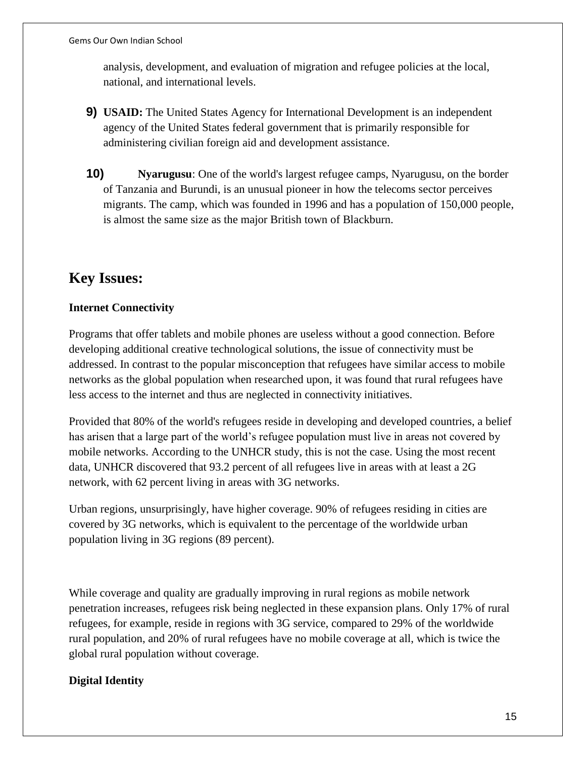analysis, development, and evaluation of migration and refugee policies at the local, national, and international levels.

9) **USAID:** The United States Agency for International Development is an independent agency of the United States federal government that is primarily responsible for administering civilian foreign aid and development assistance.

10) **Nyarugusu**: One of the world's largest refugee camps, Nyarugusu, on the border of Tanzania and Burundi, is an unusual pioneer in how the telecoms sector perceives migrants. The camp, which was founded in 1996 and has a population of 150,000 people, is almost the same size as the major British town of Blackburn.

## Key Issues:

**Internet Connectivity**

Programs that offer tablets and mobile phones are useless without a good connection. Before developing additional creative technological solutions, the issue of connectivity must be addressed. In contrast to the popular misconception that refugees have similar access to mobile networks as the global population when researched upon, it was found that rural refugees have less access to the internet and thus are neglected in connectivity initiatives.

Provided that 80% of the world's refugees reside in developing and developed countries, a belief has arisen that a large part of the world's refugee population must live in areas not covered by mobile networks. According to the UNHCR study, this is not the case. Using the most recent data, UNHCR discovered that 93.2 percent of all refugees live in areas with at least a 2G network, with 62 percent living in areas with 3G networks.

Urban regions, unsurprisingly, have higher coverage. 90% of refugees residing in cities are covered by 3G networks, which is equivalent to the percentage of the worldwide urban population living in 3G regions (89 percent).

While coverage and quality are gradually improving in rural regions as mobile network penetration increases, refugees risk being neglected in these expansion plans. Only 17% of rural refugees, for example, reside in regions with 3G service, compared to 29% of the worldwide rural population, and 20% of rural refugees have no mobile coverage at all, which is twice the global rural population without coverage.

**Digital Identity**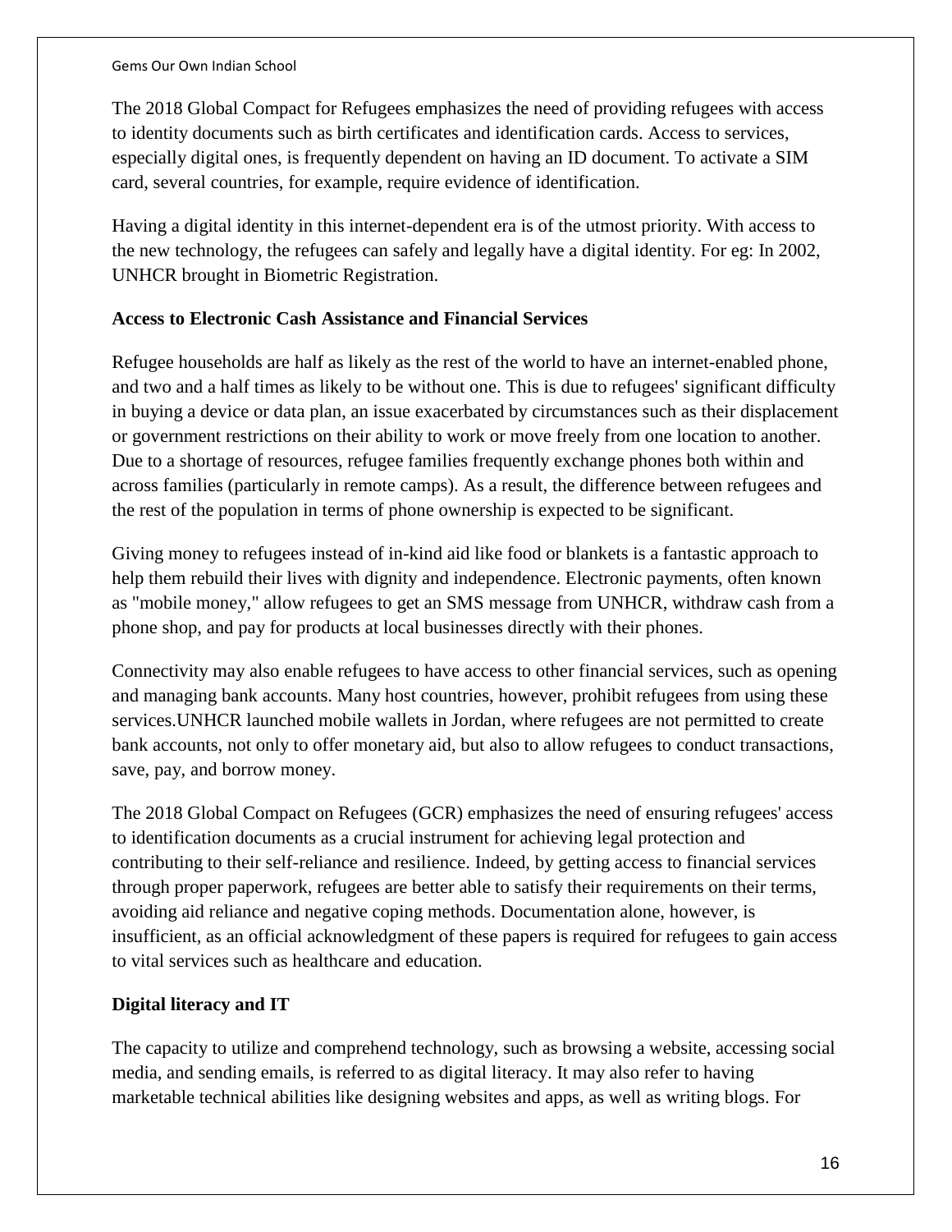The 2018 Global Compact for Refugees emphasizes the need of providing refugees with access to identity documents such as birth certificates and identification cards. Access to services, especially digital ones, is frequently dependent on having an ID document. To activate a SIM card, several countries, for example, require evidence of identification.

Having a digital identity in this internet-dependent era is of the utmost priority. With access to the new technology, the refugees can safely and legally have a digital identity. For eg: In 2002, UNHCR brought in Biometric Registration.

**Access to Electronic Cash Assistance and Financial Services**

Refugee households are half as likely as the rest of the world to have an internet-enabled phone, and two and a half times as likely to be without one. This is due to refugees' significant difficulty in buying a device or data plan, an issue exacerbated by circumstances such as their displacement or government restrictions on their ability to work or move freely from one location to another. Due to a shortage of resources, refugee families frequently exchange phones both within and across families (particularly in remote camps). As a result, the difference between refugees and the rest of the population in terms of phone ownership is expected to be significant.

Giving money to refugees instead of in-kind aid like food or blankets is a fantastic approach to help them rebuild their lives with dignity and independence. Electronic payments, often known as "mobile money," allow refugees to get an SMS message from UNHCR, withdraw cash from a phone shop, and pay for products at local businesses directly with their phones.

Connectivity may also enable refugees to have access to other financial services, such as opening and managing bank accounts. Many host countries, however, prohibit refugees from using these services.UNHCR launched mobile wallets in Jordan, where refugees are not permitted to create bank accounts, not only to offer monetary aid, but also to allow refugees to conduct transactions, save, pay, and borrow money.

The 2018 Global Compact on Refugees (GCR) emphasizes the need of ensuring refugees' access to identification documents as a crucial instrument for achieving legal protection and contributing to their self-reliance and resilience. Indeed, by getting access to financial services through proper paperwork, refugees are better able to satisfy their requirements on their terms, avoiding aid reliance and negative coping methods. Documentation alone, however, is insufficient, as an official acknowledgment of these papers is required for refugees to gain access to vital services such as healthcare and education.

**Digital literacy and IT**

The capacity to utilize and comprehend technology, such as browsing a website, accessing social media, and sending emails, is referred to as digital literacy. It may also refer to having marketable technical abilities like designing websites and apps, as well as writing blogs. For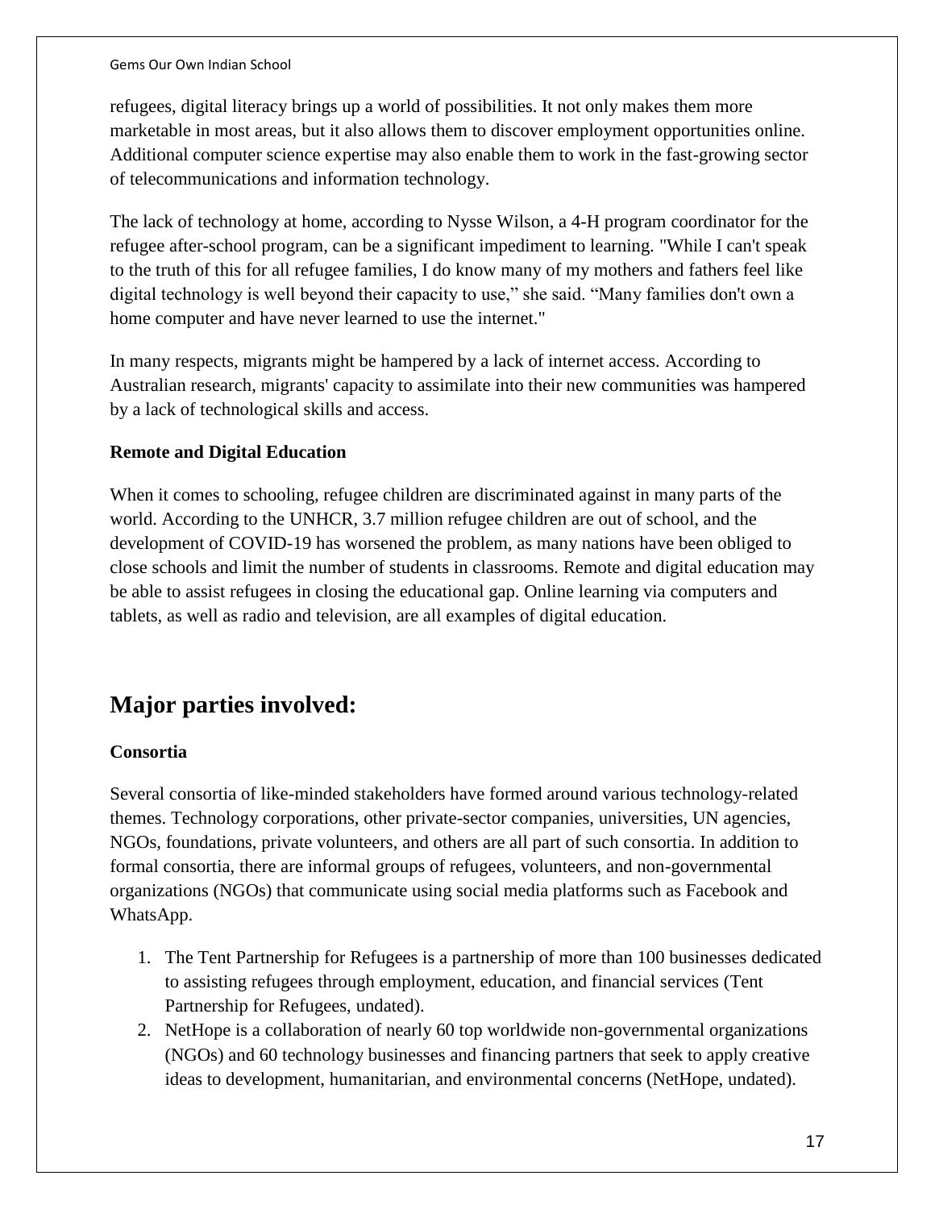refugees, digital literacy brings up a world of possibilities. It not only makes them more marketable in most areas, but it also allows them to discover employment opportunities online. Additional computer science expertise may also enable them to work in the fast-growing sector of telecommunications and information technology.

The lack of technology at home, according to Nysse Wilson, a 4-H program coordinator for the refugee after-school program, can be a significant impediment to learning. "While I can't speak to the truth of this for all refugee families, I do know many of my mothers and fathers feel like digital technology is well beyond their capacity to use," she said. "Many families don't own a home computer and have never learned to use the internet."

In many respects, migrants might be hampered by a lack of internet access. According to Australian research, migrants' capacity to assimilate into their new communities was hampered by a lack of technological skills and access.

**Remote and Digital Education**

When it comes to schooling, refugee children are discriminated against in many parts of the world. According to the UNHCR, 3.7 million refugee children are out of school, and the development of COVID-19 has worsened the problem, as many nations have been obliged to close schools and limit the number of students in classrooms. Remote and digital education may be able to assist refugees in closing the educational gap. Online learning via computers and tablets, as well as radio and television, are all examples of digital education.

## Major parties involved:

**Consortia**

Several consortia of like-minded stakeholders have formed around various technology-related themes. Technology corporations, other private-sector companies, universities, UN agencies, NGOs, foundations, private volunteers, and others are all part of such consortia. In addition to formal consortia, there are informal groups of refugees, volunteers, and non-governmental organizations (NGOs) that communicate using social media platforms such as Facebook and WhatsApp.

1. The Tent Partnership for Refugees is a partnership of more than 100 businesses dedicated to assisting refugees through employment, education, and financial services (Tent Partnership for Refugees, undated).
2. NetHope is a collaboration of nearly 60 top worldwide non-governmental organizations (NGOs) and 60 technology businesses and financing partners that seek to apply creative ideas to development, humanitarian, and environmental concerns (NetHope, undated).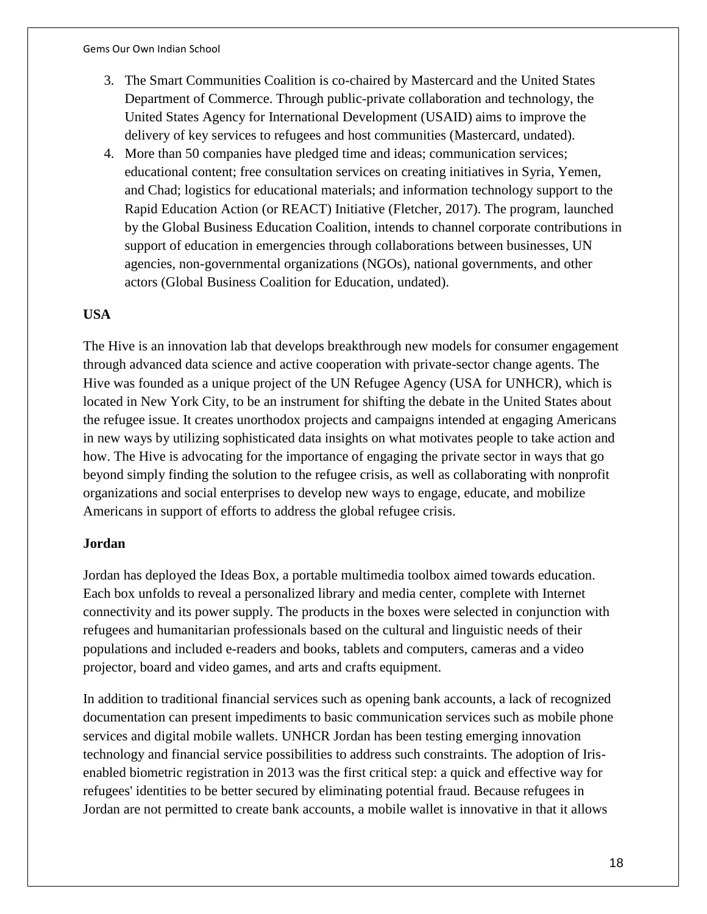3. The Smart Communities Coalition is co-chaired by Mastercard and the United States Department of Commerce. Through public-private collaboration and technology, the United States Agency for International Development (USAID) aims to improve the delivery of key services to refugees and host communities (Mastercard, undated).
4. More than 50 companies have pledged time and ideas; communication services; educational content; free consultation services on creating initiatives in Syria, Yemen, and Chad; logistics for educational materials; and information technology support to the Rapid Education Action (or REACT) Initiative (Fletcher, 2017). The program, launched by the Global Business Education Coalition, intends to channel corporate contributions in support of education in emergencies through collaborations between businesses, UN agencies, non-governmental organizations (NGOs), national governments, and other actors (Global Business Coalition for Education, undated).

**USA**

The Hive is an innovation lab that develops breakthrough new models for consumer engagement through advanced data science and active cooperation with private-sector change agents. The Hive was founded as a unique project of the UN Refugee Agency (USA for UNHCR), which is located in New York City, to be an instrument for shifting the debate in the United States about the refugee issue. It creates unorthodox projects and campaigns intended at engaging Americans in new ways by utilizing sophisticated data insights on what motivates people to take action and how. The Hive is advocating for the importance of engaging the private sector in ways that go beyond simply finding the solution to the refugee crisis, as well as collaborating with nonprofit organizations and social enterprises to develop new ways to engage, educate, and mobilize Americans in support of efforts to address the global refugee crisis.

**Jordan**

Jordan has deployed the Ideas Box, a portable multimedia toolbox aimed towards education. Each box unfolds to reveal a personalized library and media center, complete with Internet connectivity and its power supply. The products in the boxes were selected in conjunction with refugees and humanitarian professionals based on the cultural and linguistic needs of their populations and included e-readers and books, tablets and computers, cameras and a video projector, board and video games, and arts and crafts equipment.

In addition to traditional financial services such as opening bank accounts, a lack of recognized documentation can present impediments to basic communication services such as mobile phone services and digital mobile wallets. UNHCR Jordan has been testing emerging innovation technology and financial service possibilities to address such constraints. The adoption of Iris-enabled biometric registration in 2013 was the first critical step: a quick and effective way for refugees' identities to be better secured by eliminating potential fraud. Because refugees in Jordan are not permitted to create bank accounts, a mobile wallet is innovative in that it allows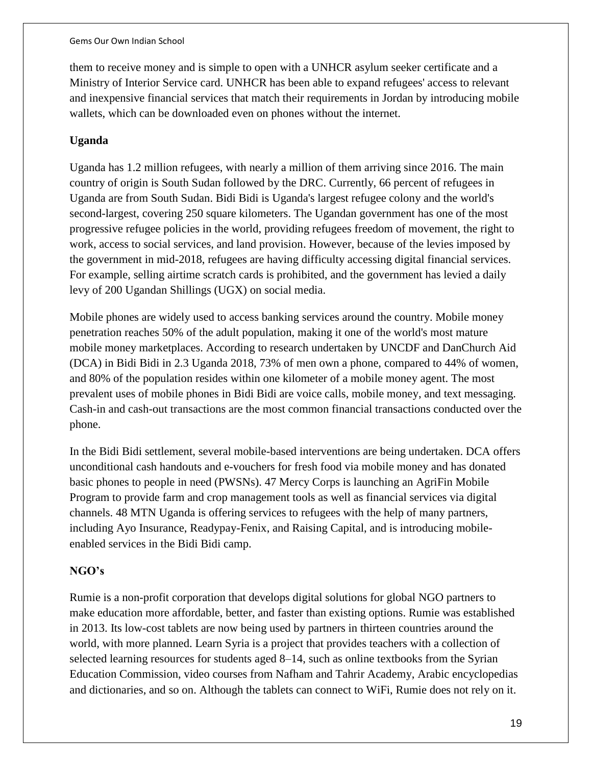them to receive money and is simple to open with a UNHCR asylum seeker certificate and a Ministry of Interior Service card. UNHCR has been able to expand refugees' access to relevant and inexpensive financial services that match their requirements in Jordan by introducing mobile wallets, which can be downloaded even on phones without the internet.

**Uganda**

Uganda has 1.2 million refugees, with nearly a million of them arriving since 2016. The main country of origin is South Sudan followed by the DRC. Currently, 66 percent of refugees in Uganda are from South Sudan. Bidi Bidi is Uganda's largest refugee colony and the world's second-largest, covering 250 square kilometers. The Ugandan government has one of the most progressive refugee policies in the world, providing refugees freedom of movement, the right to work, access to social services, and land provision. However, because of the levies imposed by the government in mid-2018, refugees are having difficulty accessing digital financial services. For example, selling airtime scratch cards is prohibited, and the government has levied a daily levy of 200 Ugandan Shillings (UGX) on social media.

Mobile phones are widely used to access banking services around the country. Mobile money penetration reaches 50% of the adult population, making it one of the world's most mature mobile money marketplaces. According to research undertaken by UNCDF and DanChurch Aid (DCA) in Bidi Bidi in 2.3 Uganda 2018, 73% of men own a phone, compared to 44% of women, and 80% of the population resides within one kilometer of a mobile money agent. The most prevalent uses of mobile phones in Bidi Bidi are voice calls, mobile money, and text messaging. Cash-in and cash-out transactions are the most common financial transactions conducted over the phone.

In the Bidi Bidi settlement, several mobile-based interventions are being undertaken. DCA offers unconditional cash handouts and e-vouchers for fresh food via mobile money and has donated basic phones to people in need (PWSNs). 47 Mercy Corps is launching an AgriFin Mobile Program to provide farm and crop management tools as well as financial services via digital channels. 48 MTN Uganda is offering services to refugees with the help of many partners, including Ayo Insurance, Readypay-Fenix, and Raising Capital, and is introducing mobile-enabled services in the Bidi Bidi camp.

**NGO's**

Rumie is a non-profit corporation that develops digital solutions for global NGO partners to make education more affordable, better, and faster than existing options. Rumie was established in 2013. Its low-cost tablets are now being used by partners in thirteen countries around the world, with more planned. Learn Syria is a project that provides teachers with a collection of selected learning resources for students aged 8–14, such as online textbooks from the Syrian Education Commission, video courses from Nafham and Tahrir Academy, Arabic encyclopedias and dictionaries, and so on. Although the tablets can connect to WiFi, Rumie does not rely on it.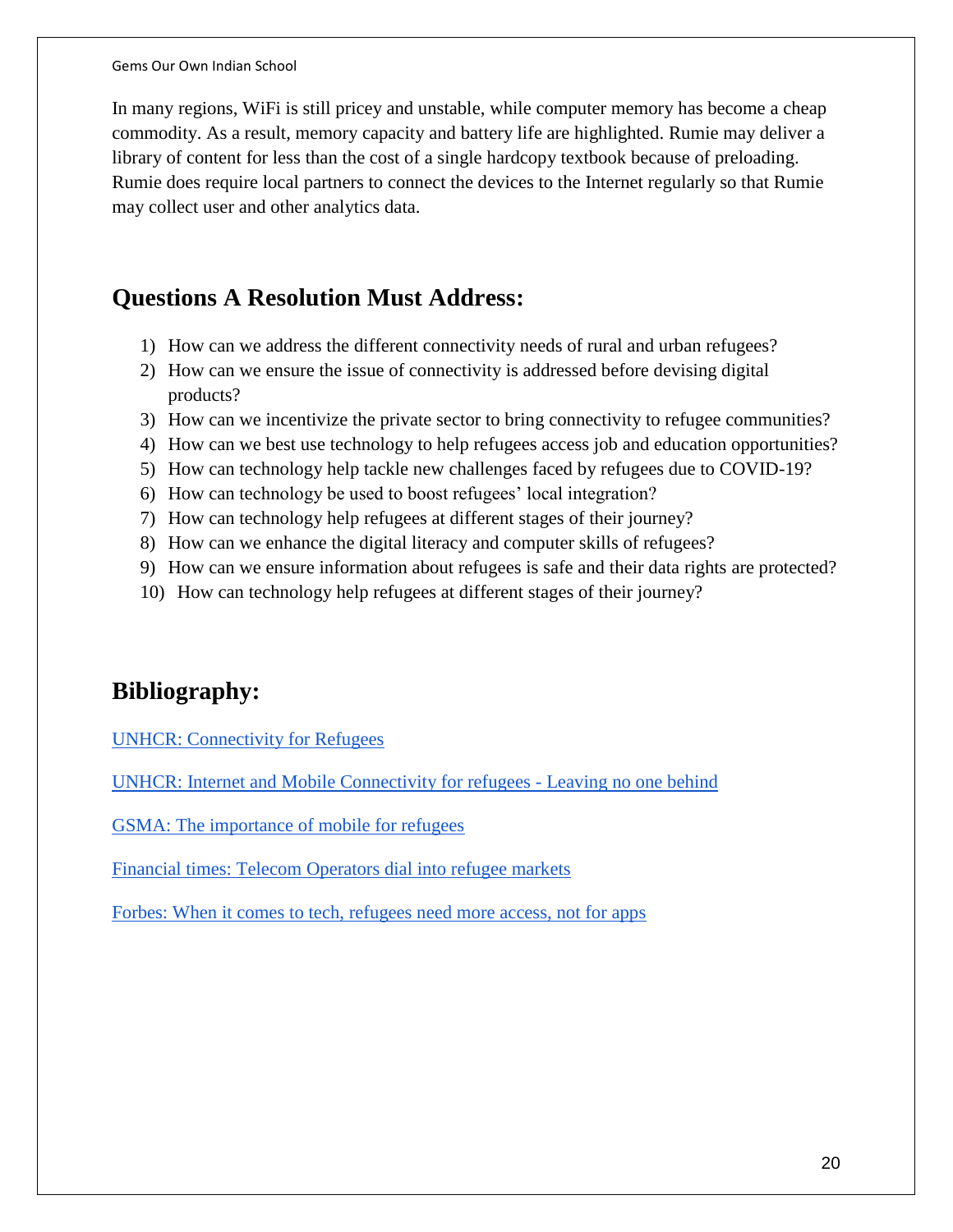In many regions, WiFi is still pricey and unstable, while computer memory has become a cheap commodity. As a result, memory capacity and battery life are highlighted. Rumie may deliver a library of content for less than the cost of a single hardcopy textbook because of preloading. Rumie does require local partners to connect the devices to the Internet regularly so that Rumie may collect user and other analytics data.

## Questions A Resolution Must Address:

1) How can we address the different connectivity needs of rural and urban refugees?
2) How can we ensure the issue of connectivity is addressed before devising digital products?
3) How can we incentivize the private sector to bring connectivity to refugee communities?
4) How can we best use technology to help refugees access job and education opportunities?
5) How can technology help tackle new challenges faced by refugees due to COVID-19?
6) How can technology be used to boost refugees' local integration?
7) How can technology help refugees at different stages of their journey?
8) How can we enhance the digital literacy and computer skills of refugees?
9) How can we ensure information about refugees is safe and their data rights are protected?
10) How can technology help refugees at different stages of their journey?

## Bibliography:

UNHCR: Connectivity for Refugees

UNHCR: Internet and Mobile Connectivity for refugees - Leaving no one behind

GSMA: The importance of mobile for refugees

Financial times: Telecom Operators dial into refugee markets

Forbes: When it comes to tech, refugees need more access, not for apps